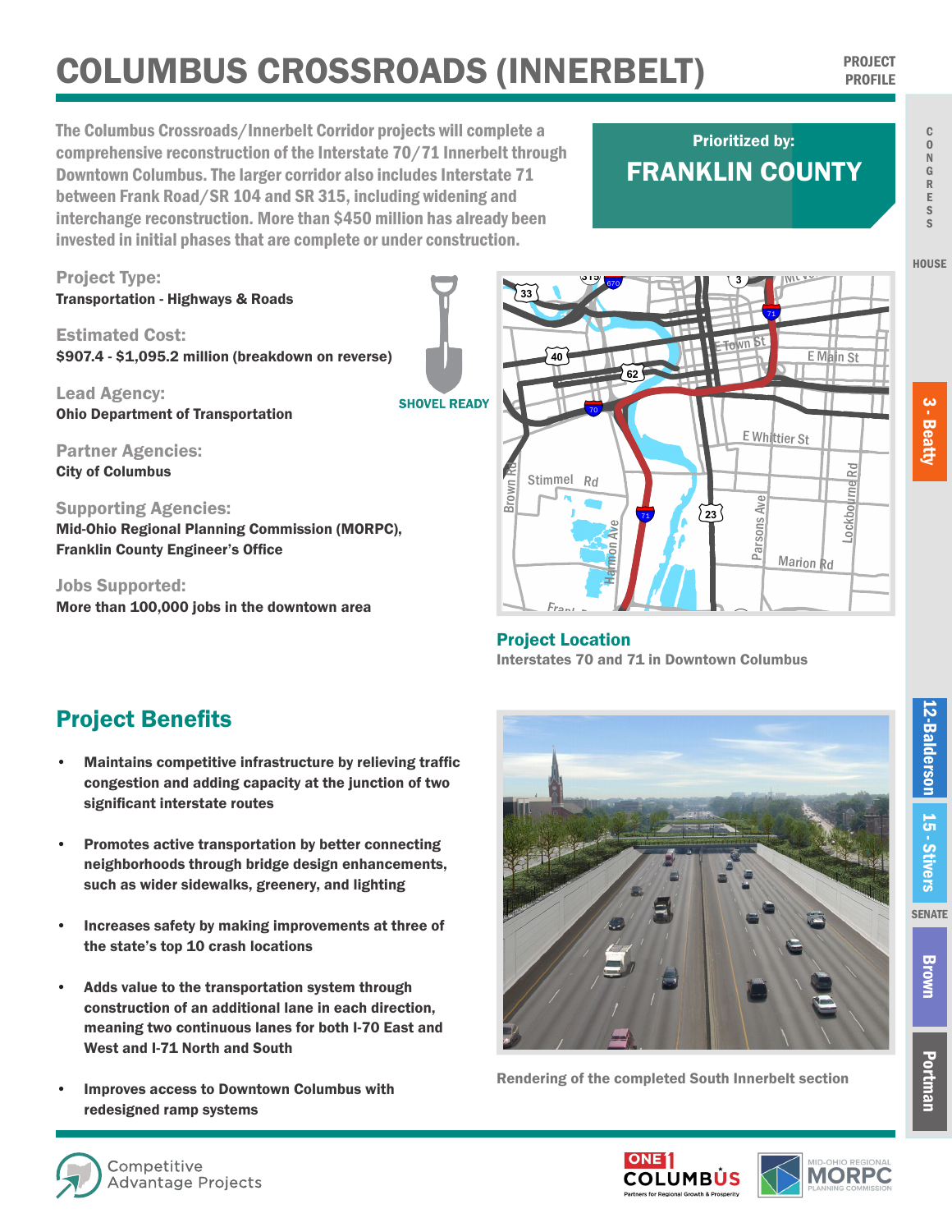# COLUMBUS CROSSROADS (INNERBELT)

PROJECT PROFILE

The Columbus Crossroads/Innerbelt Corridor projects will complete a comprehensive reconstruction of the Interstate 70/71 Innerbelt through Downtown Columbus. The larger corridor also includes Interstate 71 between Frank Road/SR 104 and SR 315, including widening and interchange reconstruction. More than $450 million has already been invested in initial phases that are complete or under construction.

**Prioritized by:**
## FRANKLIN COUNTY

CONGRESS
HOUSE
3 - Beatty
12-Balderson
15 - Stivers
SENATE
Brown
Portman

**Project Type:**
Transportation - Highways & Roads

**Estimated Cost:**
$907.4 - $1,095.2 million (breakdown on reverse)

**Lead Agency:**
Ohio Department of Transportation

SHOVEL READY

**Partner Agencies:**
City of Columbus

**Supporting Agencies:**
Mid-Ohio Regional Planning Commission (MORPC), Franklin County Engineer's Office

**Jobs Supported:**
More than 100,000 jobs in the downtown area

**Project Location**
Interstates 70 and 71 in Downtown Columbus

## Project Benefits

- Maintains competitive infrastructure by relieving traffic congestion and adding capacity at the junction of two significant interstate routes
- Promotes active transportation by better connecting neighborhoods through bridge design enhancements, such as wider sidewalks, greenery, and lighting
- Increases safety by making improvements at three of the state's top 10 crash locations
- Adds value to the transportation system through construction of an additional lane in each direction, meaning two continuous lanes for both I-70 East and West and I-71 North and South
- Improves access to Downtown Columbus with redesigned ramp systems

Rendering of the completed South Innerbelt section

Competitive Advantage Projects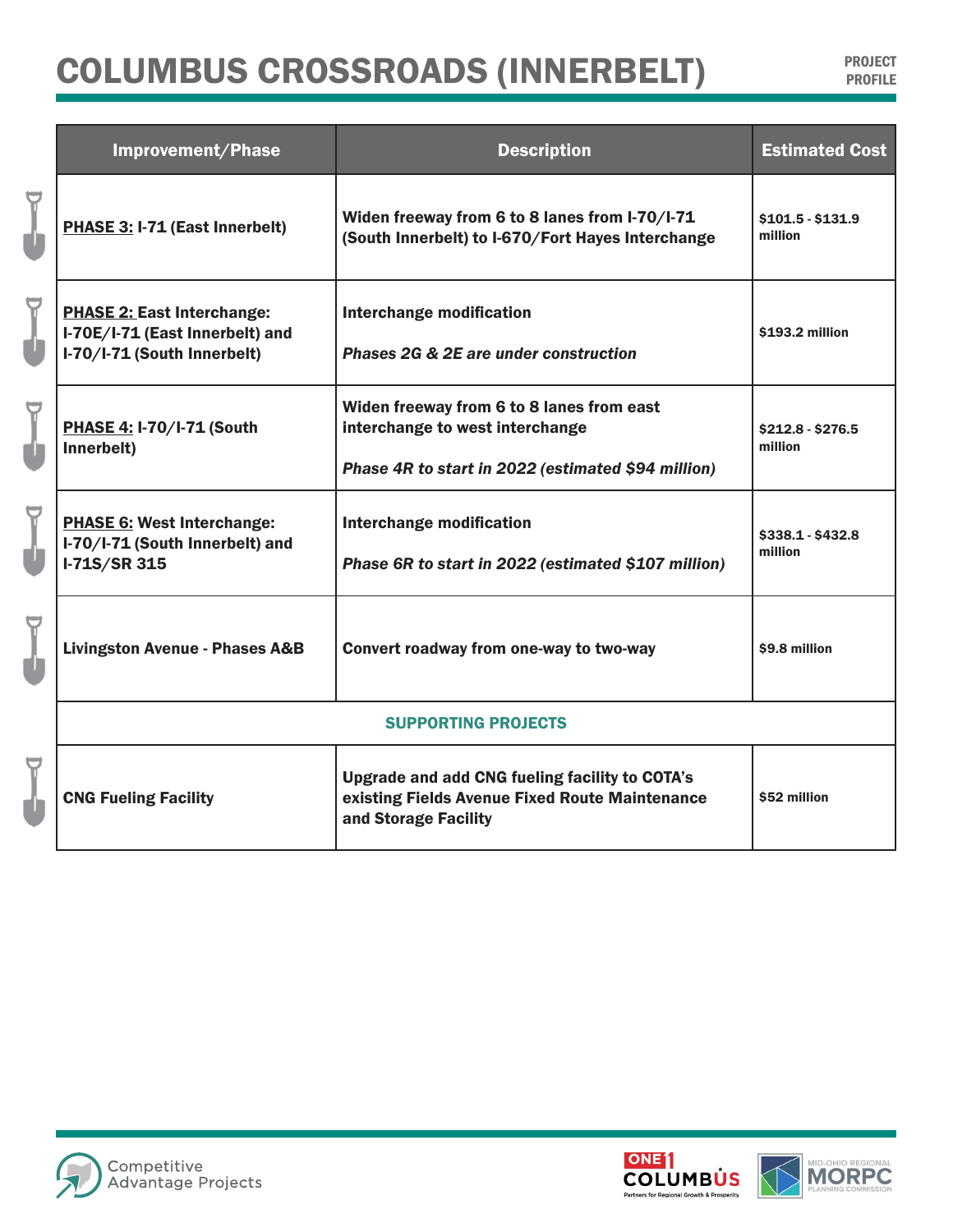# COLUMBUS CROSSROADS (INNERBELT)

PROJECT PROFILE

| Improvement/Phase | Description | Estimated Cost |
|---|---|---|
| **PHASE 3:** I-71 (East Innerbelt) | Widen freeway from 6 to 8 lanes from I-70/I-71 (South Innerbelt) to I-670/Fort Hayes Interchange | $101.5 - $131.9 million |
| **PHASE 2:** East Interchange: I-70E/I-71 (East Innerbelt) and I-70/I-71 (South Innerbelt) | Interchange modification<br><br>*Phases 2G & 2E are under construction* | $193.2 million |
| **PHASE 4:** I-70/I-71 (South Innerbelt) | Widen freeway from 6 to 8 lanes from east interchange to west interchange<br><br>*Phase 4R to start in 2022 (estimated $94 million)* | $212.8 - $276.5 million |
| **PHASE 6:** West Interchange: I-70/I-71 (South Innerbelt) and I-71S/SR 315 | Interchange modification<br><br>*Phase 6R to start in 2022 (estimated $107 million)* | $338.1 - $432.8 million |
| Livingston Avenue - Phases A&B | Convert roadway from one-way to two-way | $9.8 million |
| **SUPPORTING PROJECTS** | | |
| CNG Fueling Facility | Upgrade and add CNG fueling facility to COTA's existing Fields Avenue Fixed Route Maintenance and Storage Facility | $52 million |

Competitive Advantage Projects

ONE COLUMBUS Partners for Regional Growth & Prosperity

MID-OHIO REGIONAL MORPC PLANNING COMMISSION